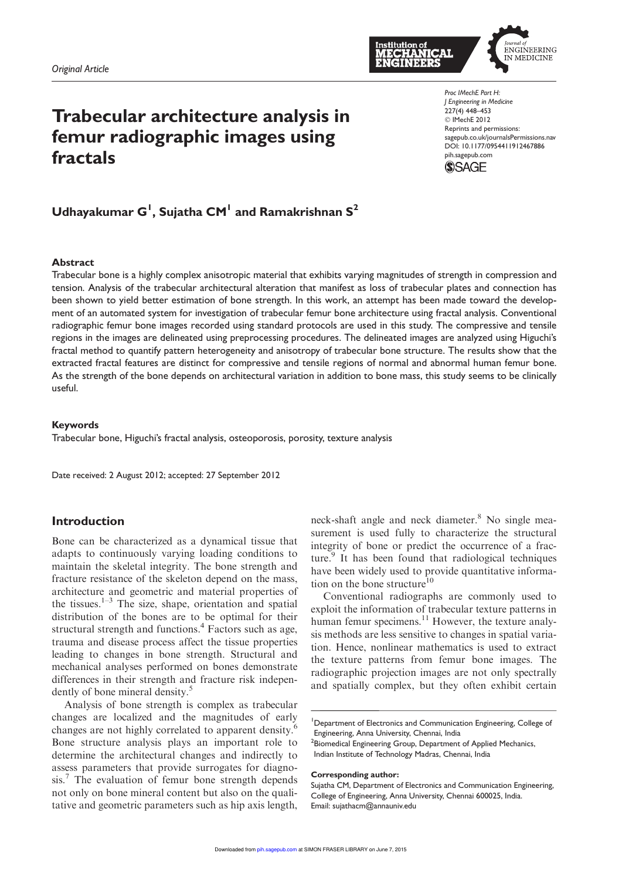*Original Article*

# Trabecular architecture analysis in femur radiographic images using fractals

Proc IMechE Part H:
J Engineering in Medicine
227(4) 448–453
© IMechE 2012
Reprints and permissions:
sagepub.co.uk/journalsPermissions.nav
DOI: 10.1177/0954411912467886
pih.sagepub.com

**Udhayakumar G[1], Sujatha CM[1] and Ramakrishnan S[2]**

### Abstract

Trabecular bone is a highly complex anisotropic material that exhibits varying magnitudes of strength in compression and tension. Analysis of the trabecular architectural alteration that manifest as loss of trabecular plates and connection has been shown to yield better estimation of bone strength. In this work, an attempt has been made toward the development of an automated system for investigation of trabecular femur bone architecture using fractal analysis. Conventional radiographic femur bone images recorded using standard protocols are used in this study. The compressive and tensile regions in the images are delineated using preprocessing procedures. The delineated images are analyzed using Higuchi's fractal method to quantify pattern heterogeneity and anisotropy of trabecular bone structure. The results show that the extracted fractal features are distinct for compressive and tensile regions of normal and abnormal human femur bone. As the strength of the bone depends on architectural variation in addition to bone mass, this study seems to be clinically useful.

### Keywords

Trabecular bone, Higuchi's fractal analysis, osteoporosis, porosity, texture analysis

Date received: 2 August 2012; accepted: 27 September 2012

## Introduction

Bone can be characterized as a dynamical tissue that adapts to continuously varying loading conditions to maintain the skeletal integrity. The bone strength and fracture resistance of the skeleton depend on the mass, architecture and geometric and material properties of the tissues.[1–3] The size, shape, orientation and spatial distribution of the bones are to be optimal for their structural strength and functions.[4] Factors such as age, trauma and disease process affect the tissue properties leading to changes in bone strength. Structural and mechanical analyses performed on bones demonstrate differences in their strength and fracture risk independently of bone mineral density.[5]

Analysis of bone strength is complex as trabecular changes are localized and the magnitudes of early changes are not highly correlated to apparent density.[6] Bone structure analysis plays an important role to determine the architectural changes and indirectly to assess parameters that provide surrogates for diagnosis.[7] The evaluation of femur bone strength depends not only on bone mineral content but also on the qualitative and geometric parameters such as hip axis length, neck-shaft angle and neck diameter.[8] No single measurement is used fully to characterize the structural integrity of bone or predict the occurrence of a fracture.[9] It has been found that radiological techniques have been widely used to provide quantitative information on the bone structure[10]

Conventional radiographs are commonly used to exploit the information of trabecular texture patterns in human femur specimens.[11] However, the texture analysis methods are less sensitive to changes in spatial variation. Hence, nonlinear mathematics is used to extract the texture patterns from femur bone images. The radiographic projection images are not only spectrally and spatially complex, but they often exhibit certain

---

[1]Department of Electronics and Communication Engineering, College of Engineering, Anna University, Chennai, India
[2]Biomedical Engineering Group, Department of Applied Mechanics, Indian Institute of Technology Madras, Chennai, India

**Corresponding author:**
Sujatha CM, Department of Electronics and Communication Engineering, College of Engineering, Anna University, Chennai 600025, India.
Email: sujathacm@annauniv.edu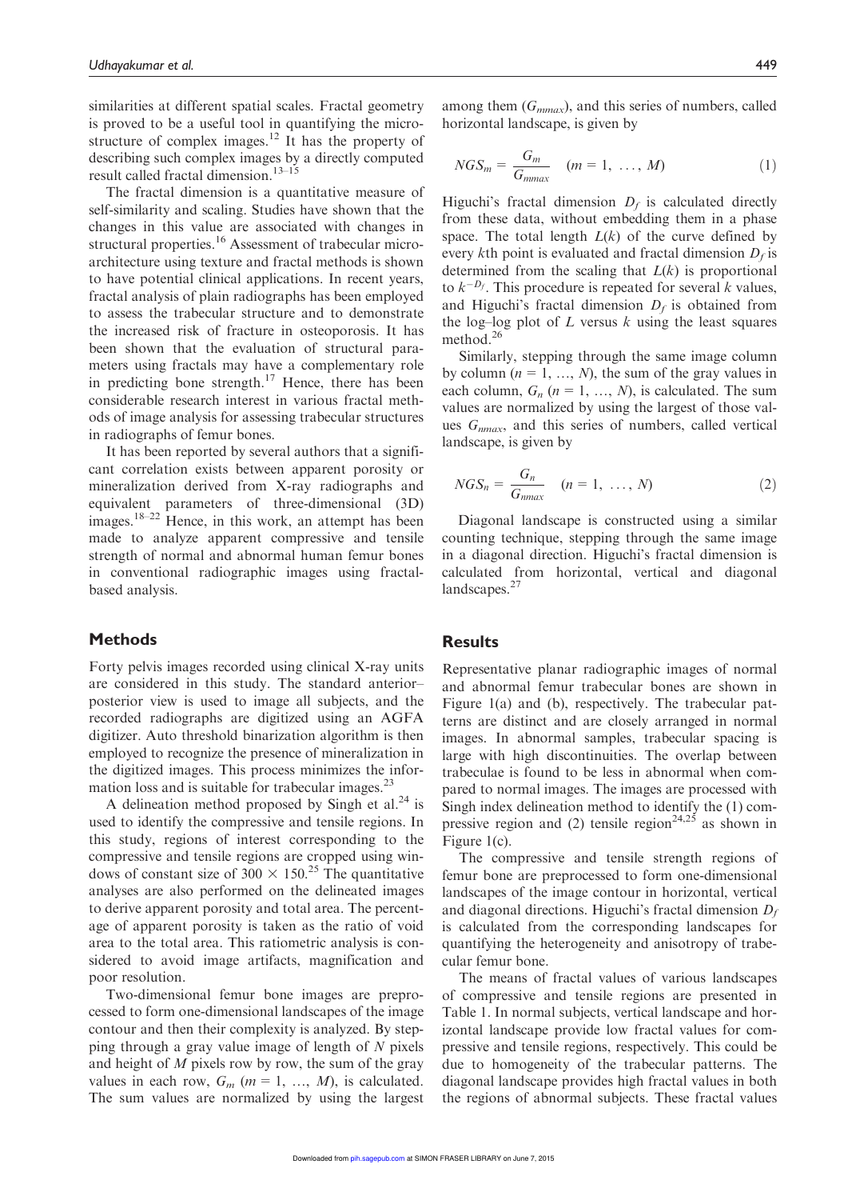similarities at different spatial scales. Fractal geometry is proved to be a useful tool in quantifying the microstructure of complex images.[12] It has the property of describing such complex images by a directly computed result called fractal dimension.[13–15]

The fractal dimension is a quantitative measure of self-similarity and scaling. Studies have shown that the changes in this value are associated with changes in structural properties.[16] Assessment of trabecular microarchitecture using texture and fractal methods is shown to have potential clinical applications. In recent years, fractal analysis of plain radiographs has been employed to assess the trabecular structure and to demonstrate the increased risk of fracture in osteoporosis. It has been shown that the evaluation of structural parameters using fractals may have a complementary role in predicting bone strength.[17] Hence, there has been considerable research interest in various fractal methods of image analysis for assessing trabecular structures in radiographs of femur bones.

It has been reported by several authors that a significant correlation exists between apparent porosity or mineralization derived from X-ray radiographs and equivalent parameters of three-dimensional (3D) images.[18–22] Hence, in this work, an attempt has been made to analyze apparent compressive and tensile strength of normal and abnormal human femur bones in conventional radiographic images using fractal-based analysis.

## Methods

Forty pelvis images recorded using clinical X-ray units are considered in this study. The standard anterior–posterior view is used to image all subjects, and the recorded radiographs are digitized using an AGFA digitizer. Auto threshold binarization algorithm is then employed to recognize the presence of mineralization in the digitized images. This process minimizes the information loss and is suitable for trabecular images.[23]

A delineation method proposed by Singh et al.[24] is used to identify the compressive and tensile regions. In this study, regions of interest corresponding to the compressive and tensile regions are cropped using windows of constant size of $300 \times 150$.[25] The quantitative analyses are also performed on the delineated images to derive apparent porosity and total area. The percentage of apparent porosity is taken as the ratio of void area to the total area. This ratiometric analysis is considered to avoid image artifacts, magnification and poor resolution.

Two-dimensional femur bone images are preprocessed to form one-dimensional landscapes of the image contour and then their complexity is analyzed. By stepping through a gray value image of length of $N$ pixels and height of $M$ pixels row by row, the sum of the gray values in each row, $G_m$ ($m = 1, \ldots, M$), is calculated. The sum values are normalized by using the largest among them ($G_{mmax}$), and this series of numbers, called horizontal landscape, is given by

$$NGS_m = \frac{G_m}{G_{mmax}} \quad (m = 1, \ldots, M) \tag{1}$$

Higuchi's fractal dimension $D_f$ is calculated directly from these data, without embedding them in a phase space. The total length $L(k)$ of the curve defined by every $k$th point is evaluated and fractal dimension $D_f$ is determined from the scaling that $L(k)$ is proportional to $k^{-D_f}$. This procedure is repeated for several $k$ values, and Higuchi's fractal dimension $D_f$ is obtained from the log–log plot of $L$ versus $k$ using the least squares method.[26]

Similarly, stepping through the same image column by column ($n = 1, \ldots, N$), the sum of the gray values in each column, $G_n$ ($n = 1, \ldots, N$), is calculated. The sum values are normalized by using the largest of those values $G_{nmax}$, and this series of numbers, called vertical landscape, is given by

$$NGS_n = \frac{G_n}{G_{nmax}} \quad (n = 1, \ldots, N) \tag{2}$$

Diagonal landscape is constructed using a similar counting technique, stepping through the same image in a diagonal direction. Higuchi's fractal dimension is calculated from horizontal, vertical and diagonal landscapes.[27]

## Results

Representative planar radiographic images of normal and abnormal femur trabecular bones are shown in Figure 1(a) and (b), respectively. The trabecular patterns are distinct and are closely arranged in normal images. In abnormal samples, trabecular spacing is large with high discontinuities. The overlap between trabeculae is found to be less in abnormal when compared to normal images. The images are processed with Singh index delineation method to identify the (1) compressive region and (2) tensile region[24,25] as shown in Figure 1(c).

The compressive and tensile strength regions of femur bone are preprocessed to form one-dimensional landscapes of the image contour in horizontal, vertical and diagonal directions. Higuchi's fractal dimension $D_f$ is calculated from the corresponding landscapes for quantifying the heterogeneity and anisotropy of trabecular femur bone.

The means of fractal values of various landscapes of compressive and tensile regions are presented in Table 1. In normal subjects, vertical landscape and horizontal landscape provide low fractal values for compressive and tensile regions, respectively. This could be due to homogeneity of the trabecular patterns. The diagonal landscape provides high fractal values in both the regions of abnormal subjects. These fractal values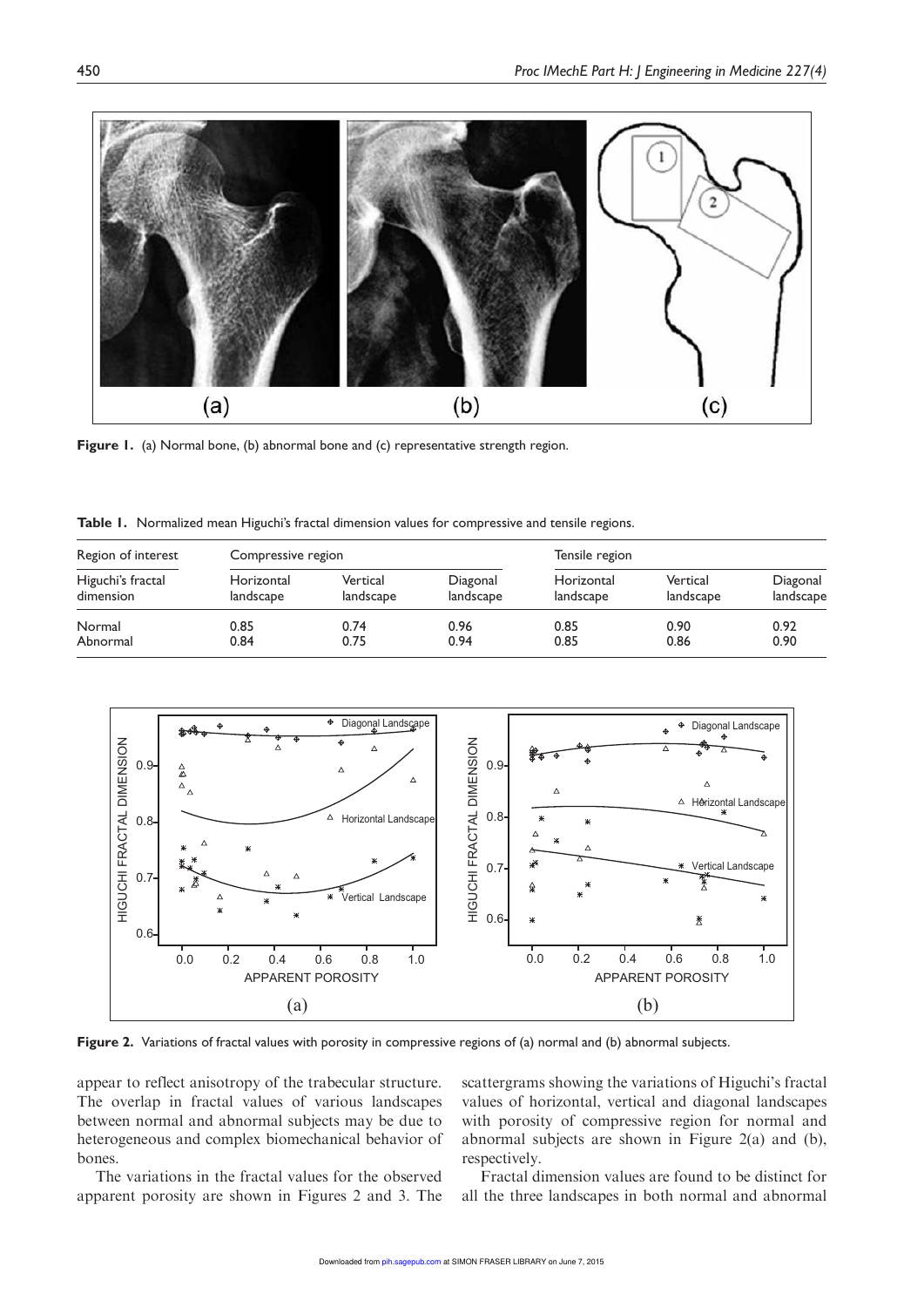Figure 1. (a) Normal bone, (b) abnormal bone and (c) representative strength region.

Table 1. Normalized mean Higuchi's fractal dimension values for compressive and tensile regions.

| Region of interest | Compressive region | | | Tensile region | | |
|---|---|---|---|---|---|---|
| Higuchi's fractal dimension | Horizontal landscape | Vertical landscape | Diagonal landscape | Horizontal landscape | Vertical landscape | Diagonal landscape |
| Normal | 0.85 | 0.74 | 0.96 | 0.85 | 0.90 | 0.92 |
| Abnormal | 0.84 | 0.75 | 0.94 | 0.85 | 0.86 | 0.90 |

Figure 2. Variations of fractal values with porosity in compressive regions of (a) normal and (b) abnormal subjects.

appear to reflect anisotropy of the trabecular structure. The overlap in fractal values of various landscapes between normal and abnormal subjects may be due to heterogeneous and complex biomechanical behavior of bones.

The variations in the fractal values for the observed apparent porosity are shown in Figures 2 and 3. The scattergrams showing the variations of Higuchi's fractal values of horizontal, vertical and diagonal landscapes with porosity of compressive region for normal and abnormal subjects are shown in Figure 2(a) and (b), respectively.

Fractal dimension values are found to be distinct for all the three landscapes in both normal and abnormal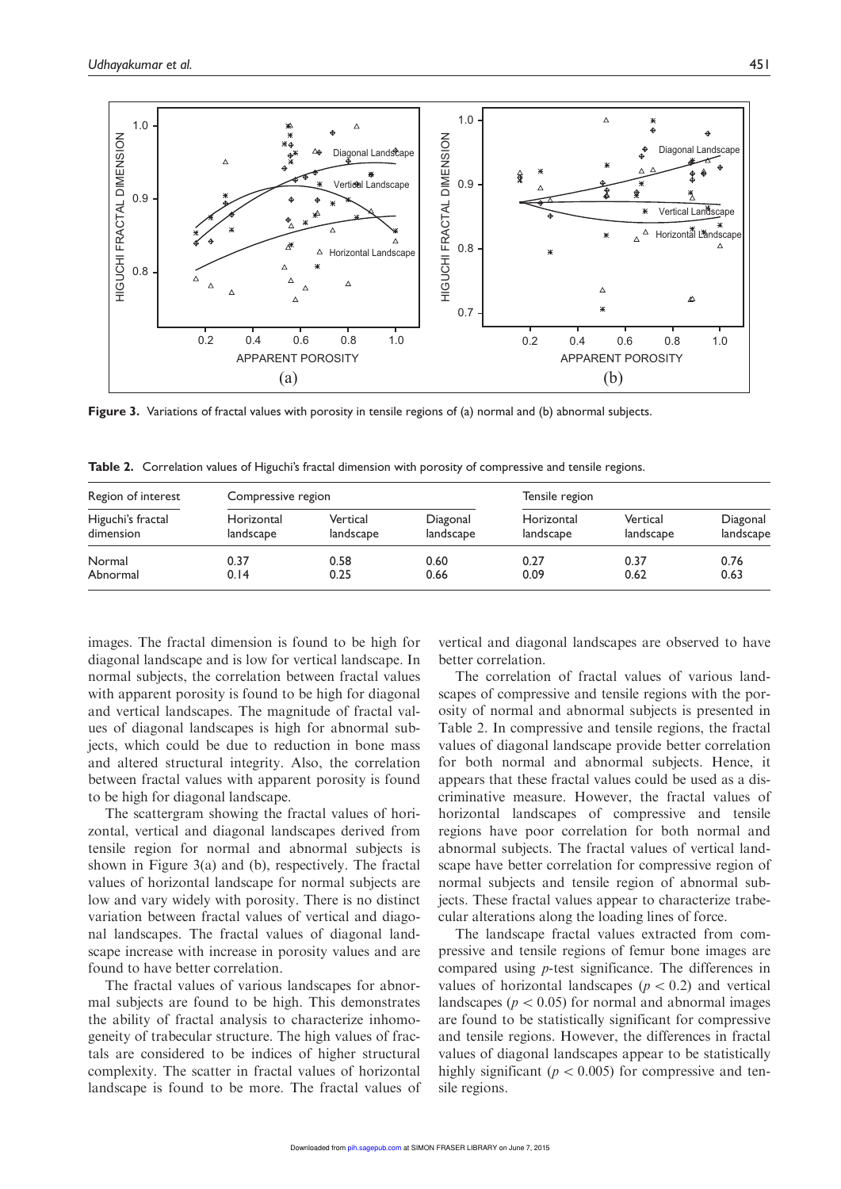HIGUCHI FRACTAL DIMENSION

1.0
0.9
0.8

0.2 0.4 0.6 0.8 1.0

APPARENT POROSITY

Diagonal Landscape
Vertical Landscape
Horizontal Landscape

(a)

HIGUCHI FRACTAL DIMENSION

1.0
0.9
0.8
0.7

0.2 0.4 0.6 0.8 1.0

APPARENT POROSITY

Diagonal Landscape
Vertical Landscape
Horizontal Landscape

(b)

**Figure 3.** Variations of fractal values with porosity in tensile regions of (a) normal and (b) abnormal subjects.

**Table 2.** Correlation values of Higuchi's fractal dimension with porosity of compressive and tensile regions.

| Region of interest | Compressive region | | | Tensile region | | |
|---|---|---|---|---|---|---|
| Higuchi's fractal dimension | Horizontal landscape | Vertical landscape | Diagonal landscape | Horizontal landscape | Vertical landscape | Diagonal landscape |
| Normal | 0.37 | 0.58 | 0.60 | 0.27 | 0.37 | 0.76 |
| Abnormal | 0.14 | 0.25 | 0.66 | 0.09 | 0.62 | 0.63 |

images. The fractal dimension is found to be high for diagonal landscape and is low for vertical landscape. In normal subjects, the correlation between fractal values with apparent porosity is found to be high for diagonal and vertical landscapes. The magnitude of fractal values of diagonal landscapes is high for abnormal subjects, which could be due to reduction in bone mass and altered structural integrity. Also, the correlation between fractal values with apparent porosity is found to be high for diagonal landscape.

The scattergram showing the fractal values of horizontal, vertical and diagonal landscapes derived from tensile region for normal and abnormal subjects is shown in Figure 3(a) and (b), respectively. The fractal values of horizontal landscape for normal subjects are low and vary widely with porosity. There is no distinct variation between fractal values of vertical and diagonal landscapes. The fractal values of diagonal landscape increase with increase in porosity values and are found to have better correlation.

The fractal values of various landscapes for abnormal subjects are found to be high. This demonstrates the ability of fractal analysis to characterize inhomogeneity of trabecular structure. The high values of fractals are considered to be indices of higher structural complexity. The scatter in fractal values of horizontal landscape is found to be more. The fractal values of vertical and diagonal landscapes are observed to have better correlation.

The correlation of fractal values of various landscapes of compressive and tensile regions with the porosity of normal and abnormal subjects is presented in Table 2. In compressive and tensile regions, the fractal values of diagonal landscape provide better correlation for both normal and abnormal subjects. Hence, it appears that these fractal values could be used as a discriminative measure. However, the fractal values of horizontal landscapes of compressive and tensile regions have poor correlation for both normal and abnormal subjects. The fractal values of vertical landscape have better correlation for compressive region of normal subjects and tensile region of abnormal subjects. These fractal values appear to characterize trabecular alterations along the loading lines of force.

The landscape fractal values extracted from compressive and tensile regions of femur bone images are compared using *p*-test significance. The differences in values of horizontal landscapes ($p < 0.2$) and vertical landscapes ($p < 0.05$) for normal and abnormal images are found to be statistically significant for compressive and tensile regions. However, the differences in fractal values of diagonal landscapes appear to be statistically highly significant ($p < 0.005$) for compressive and tensile regions.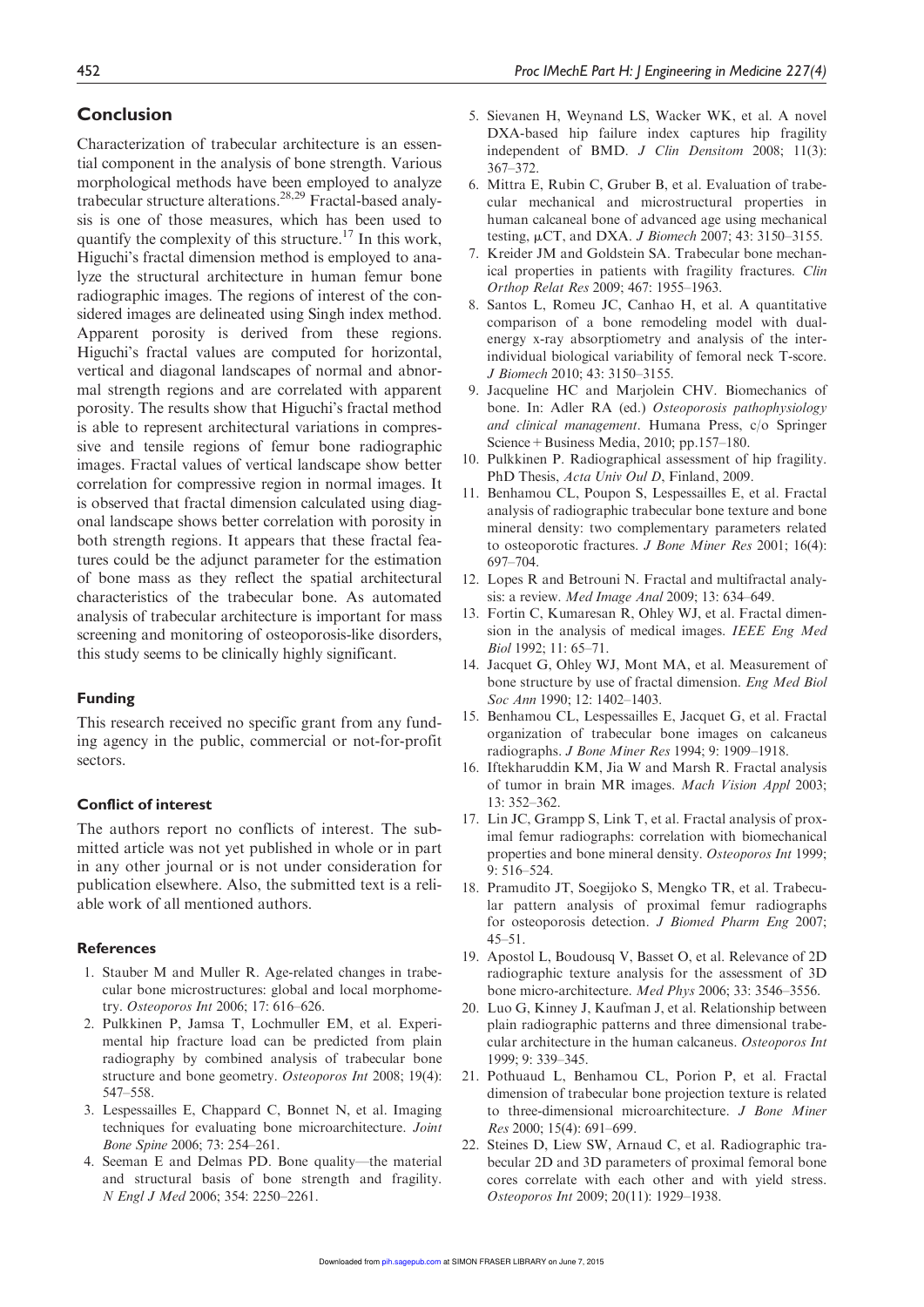## Conclusion

Characterization of trabecular architecture is an essential component in the analysis of bone strength. Various morphological methods have been employed to analyze trabecular structure alterations.[28,29] Fractal-based analysis is one of those measures, which has been used to quantify the complexity of this structure.[17] In this work, Higuchi's fractal dimension method is employed to analyze the structural architecture in human femur bone radiographic images. The regions of interest of the considered images are delineated using Singh index method. Apparent porosity is derived from these regions. Higuchi's fractal values are computed for horizontal, vertical and diagonal landscapes of normal and abnormal strength regions and are correlated with apparent porosity. The results show that Higuchi's fractal method is able to represent architectural variations in compressive and tensile regions of femur bone radiographic images. Fractal values of vertical landscape show better correlation for compressive region in normal images. It is observed that fractal dimension calculated using diagonal landscape shows better correlation with porosity in both strength regions. It appears that these fractal features could be the adjunct parameter for the estimation of bone mass as they reflect the spatial architectural characteristics of the trabecular bone. As automated analysis of trabecular architecture is important for mass screening and monitoring of osteoporosis-like disorders, this study seems to be clinically highly significant.

### Funding

This research received no specific grant from any funding agency in the public, commercial or not-for-profit sectors.

### Conflict of interest

The authors report no conflicts of interest. The submitted article was not yet published in whole or in part in any other journal or is not under consideration for publication elsewhere. Also, the submitted text is a reliable work of all mentioned authors.

### References

1. Stauber M and Muller R. Age-related changes in trabecular bone microstructures: global and local morphometry. *Osteoporos Int* 2006; 17: 616–626.
2. Pulkkinen P, Jamsa T, Lochmuller EM, et al. Experimental hip fracture load can be predicted from plain radiography by combined analysis of trabecular bone structure and bone geometry. *Osteoporos Int* 2008; 19(4): 547–558.
3. Lespessailles E, Chappard C, Bonnet N, et al. Imaging techniques for evaluating bone microarchitecture. *Joint Bone Spine* 2006; 73: 254–261.
4. Seeman E and Delmas PD. Bone quality—the material and structural basis of bone strength and fragility. *N Engl J Med* 2006; 354: 2250–2261.
5. Sievanen H, Weynand LS, Wacker WK, et al. A novel DXA-based hip failure index captures hip fragility independent of BMD. *J Clin Densitom* 2008; 11(3): 367–372.
6. Mittra E, Rubin C, Gruber B, et al. Evaluation of trabecular mechanical and microstructural properties in human calcaneal bone of advanced age using mechanical testing, µCT, and DXA. *J Biomech* 2007; 43: 3150–3155.
7. Kreider JM and Goldstein SA. Trabecular bone mechanical properties in patients with fragility fractures. *Clin Orthop Relat Res* 2009; 467: 1955–1963.
8. Santos L, Romeu JC, Canhao H, et al. A quantitative comparison of a bone remodeling model with dual-energy x-ray absorptiometry and analysis of the inter-individual biological variability of femoral neck T-score. *J Biomech* 2010; 43: 3150–3155.
9. Jacqueline HC and Marjolein CHV. Biomechanics of bone. In: Adler RA (ed.) *Osteoporosis pathophysiology and clinical management*. Humana Press, c/o Springer Science + Business Media, 2010; pp.157–180.
10. Pulkkinen P. Radiographical assessment of hip fragility. PhD Thesis, *Acta Univ Oul D*, Finland, 2009.
11. Benhamou CL, Poupon S, Lespessailles E, et al. Fractal analysis of radiographic trabecular bone texture and bone mineral density: two complementary parameters related to osteoporotic fractures. *J Bone Miner Res* 2001; 16(4): 697–704.
12. Lopes R and Betrouni N. Fractal and multifractal analysis: a review. *Med Image Anal* 2009; 13: 634–649.
13. Fortin C, Kumaresan R, Ohley WJ, et al. Fractal dimension in the analysis of medical images. *IEEE Eng Med Biol* 1992; 11: 65–71.
14. Jacquet G, Ohley WJ, Mont MA, et al. Measurement of bone structure by use of fractal dimension. *Eng Med Biol Soc Ann* 1990; 12: 1402–1403.
15. Benhamou CL, Lespessailles E, Jacquet G, et al. Fractal organization of trabecular bone images on calcaneus radiographs. *J Bone Miner Res* 1994; 9: 1909–1918.
16. Iftekharuddin KM, Jia W and Marsh R. Fractal analysis of tumor in brain MR images. *Mach Vision Appl* 2003; 13: 352–362.
17. Lin JC, Grampp S, Link T, et al. Fractal analysis of proximal femur radiographs: correlation with biomechanical properties and bone mineral density. *Osteoporos Int* 1999; 9: 516–524.
18. Pramudito JT, Soegijoko S, Mengko TR, et al. Trabecular pattern analysis of proximal femur radiographs for osteoporosis detection. *J Biomed Pharm Eng* 2007; 45–51.
19. Apostol L, Boudousq V, Basset O, et al. Relevance of 2D radiographic texture analysis for the assessment of 3D bone micro-architecture. *Med Phys* 2006; 33: 3546–3556.
20. Luo G, Kinney J, Kaufman J, et al. Relationship between plain radiographic patterns and three dimensional trabecular architecture in the human calcaneus. *Osteoporos Int* 1999; 9: 339–345.
21. Pothuaud L, Benhamou CL, Porion P, et al. Fractal dimension of trabecular bone projection texture is related to three-dimensional microarchitecture. *J Bone Miner Res* 2000; 15(4): 691–699.
22. Steines D, Liew SW, Arnaud C, et al. Radiographic trabecular 2D and 3D parameters of proximal femoral bone cores correlate with each other and with yield stress. *Osteoporos Int* 2009; 20(11): 1929–1938.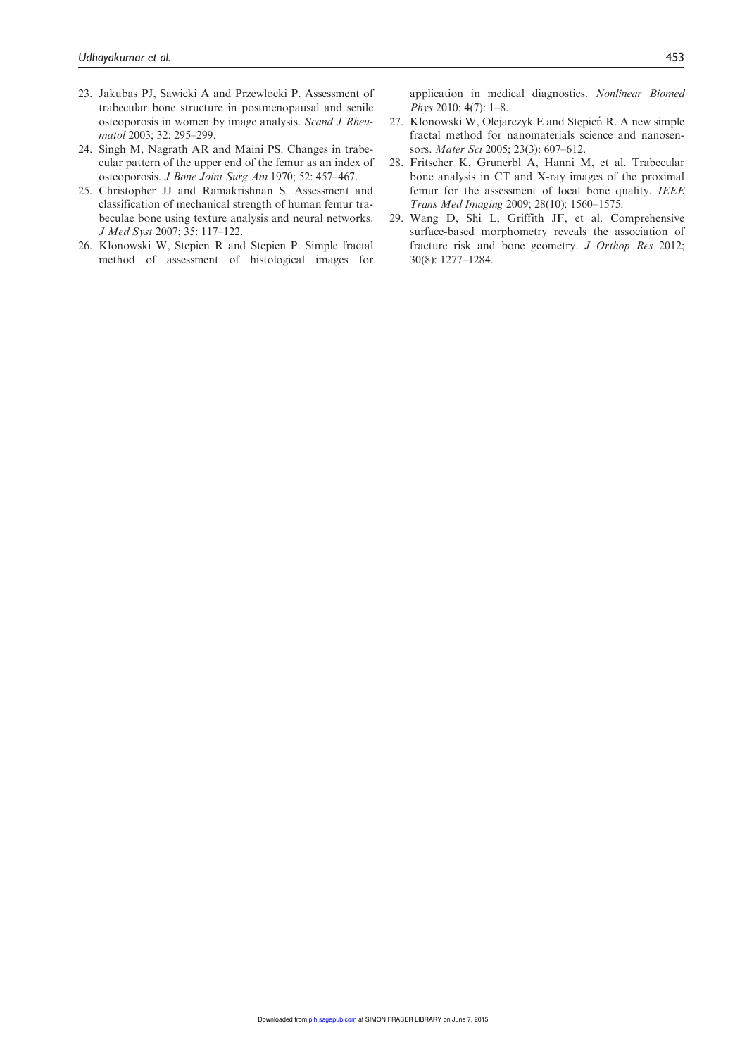23. Jakubas PJ, Sawicki A and Przewlocki P. Assessment of trabecular bone structure in postmenopausal and senile osteoporosis in women by image analysis. *Scand J Rheumatol* 2003; 32: 295–299.
24. Singh M, Nagrath AR and Maini PS. Changes in trabecular pattern of the upper end of the femur as an index of osteoporosis. *J Bone Joint Surg Am* 1970; 52: 457–467.
25. Christopher JJ and Ramakrishnan S. Assessment and classification of mechanical strength of human femur trabeculae bone using texture analysis and neural networks. *J Med Syst* 2007; 35: 117–122.
26. Klonowski W, Stepien R and Stepien P. Simple fractal method of assessment of histological images for application in medical diagnostics. *Nonlinear Biomed Phys* 2010; 4(7): 1–8.
27. Klonowski W, Olejarczyk E and Stępień R. A new simple fractal method for nanomaterials science and nanosensors. *Mater Sci* 2005; 23(3): 607–612.
28. Fritscher K, Grunerbl A, Hanni M, et al. Trabecular bone analysis in CT and X-ray images of the proximal femur for the assessment of local bone quality. *IEEE Trans Med Imaging* 2009; 28(10): 1560–1575.
29. Wang D, Shi L, Griffith JF, et al. Comprehensive surface-based morphometry reveals the association of fracture risk and bone geometry. *J Orthop Res* 2012; 30(8): 1277–1284.